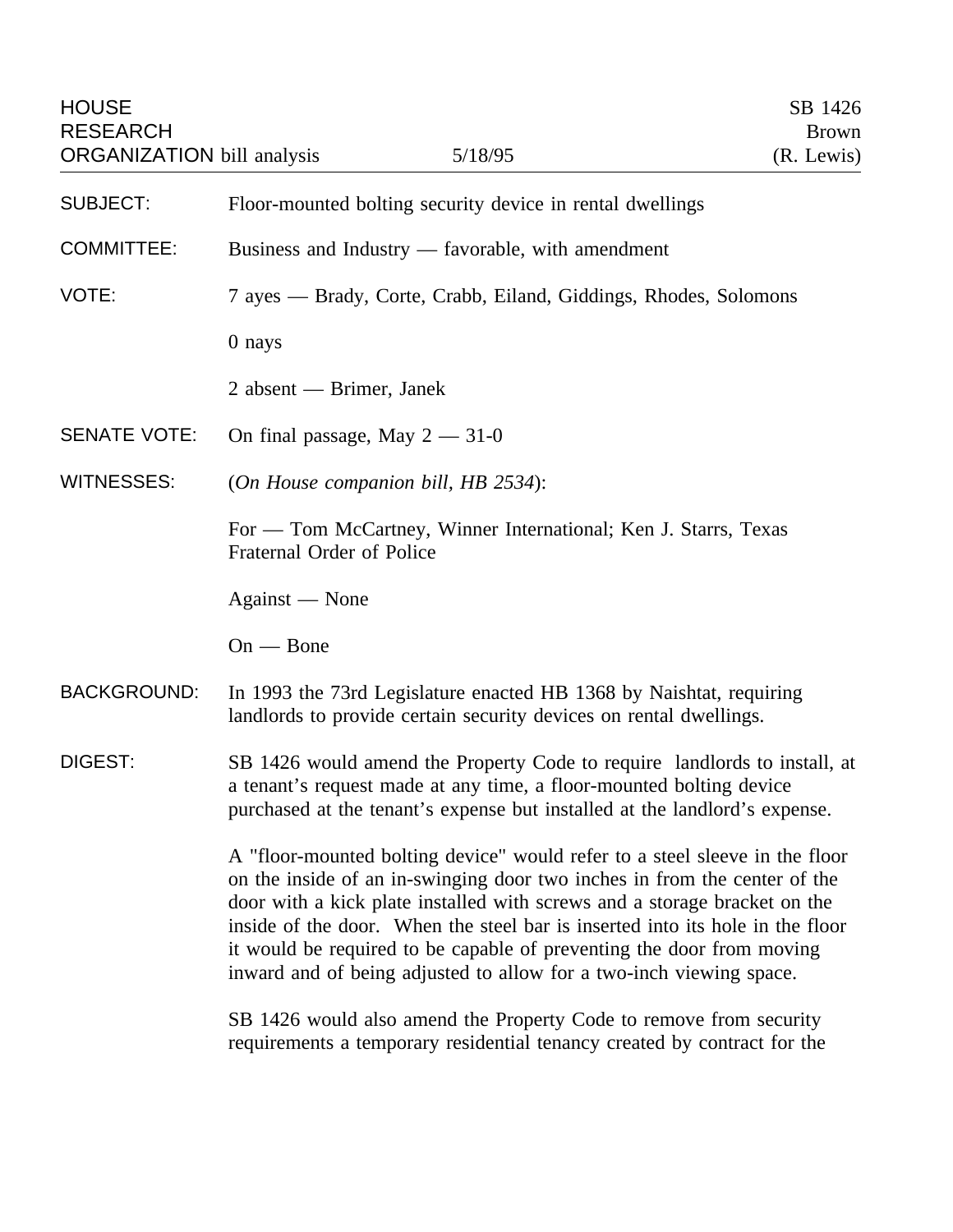HOUSE RESEARCH ORGANIZATION bill analysis — 5/18/95 — SB 1426 Brown (R. Lewis)

**SUBJECT:** Floor-mounted bolting security device in rental dwellings

**COMMITTEE:** Business and Industry — favorable, with amendment

**VOTE:** 7 ayes — Brady, Corte, Crabb, Eiland, Giddings, Rhodes, Solomons

0 nays

2 absent — Brimer, Janek

**SENATE VOTE:** On final passage, May 2 — 31-0

**WITNESSES:** (*On House companion bill, HB 2534*):

For — Tom McCartney, Winner International; Ken J. Starrs, Texas Fraternal Order of Police

Against — None

On — Bone

**BACKGROUND:** In 1993 the 73rd Legislature enacted HB 1368 by Naishtat, requiring landlords to provide certain security devices on rental dwellings.

**DIGEST:** SB 1426 would amend the Property Code to require landlords to install, at a tenant's request made at any time, a floor-mounted bolting device purchased at the tenant's expense but installed at the landlord's expense.

A "floor-mounted bolting device" would refer to a steel sleeve in the floor on the inside of an in-swinging door two inches in from the center of the door with a kick plate installed with screws and a storage bracket on the inside of the door. When the steel bar is inserted into its hole in the floor it would be required to be capable of preventing the door from moving inward and of being adjusted to allow for a two-inch viewing space.

SB 1426 would also amend the Property Code to remove from security requirements a temporary residential tenancy created by contract for the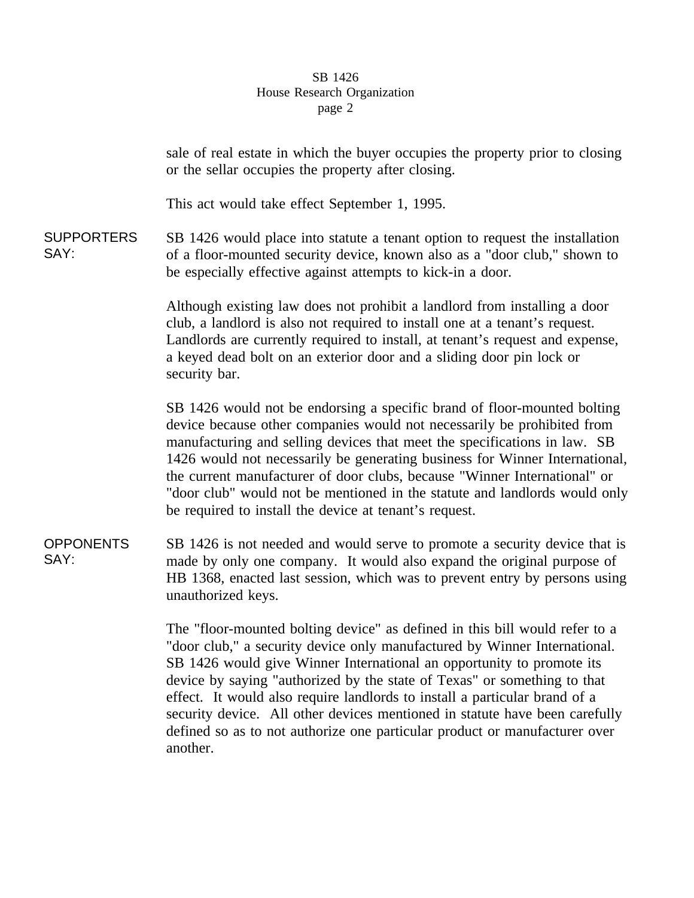sale of real estate in which the buyer occupies the property prior to closing or the sellar occupies the property after closing.

This act would take effect September 1, 1995.

**SUPPORTERS SAY:**

SB 1426 would place into statute a tenant option to request the installation of a floor-mounted security device, known also as a "door club," shown to be especially effective against attempts to kick-in a door.

Although existing law does not prohibit a landlord from installing a door club, a landlord is also not required to install one at a tenant's request. Landlords are currently required to install, at tenant's request and expense, a keyed dead bolt on an exterior door and a sliding door pin lock or security bar.

SB 1426 would not be endorsing a specific brand of floor-mounted bolting device because other companies would not necessarily be prohibited from manufacturing and selling devices that meet the specifications in law. SB 1426 would not necessarily be generating business for Winner International, the current manufacturer of door clubs, because "Winner International" or "door club" would not be mentioned in the statute and landlords would only be required to install the device at tenant's request.

**OPPONENTS SAY:**

SB 1426 is not needed and would serve to promote a security device that is made by only one company. It would also expand the original purpose of HB 1368, enacted last session, which was to prevent entry by persons using unauthorized keys.

The "floor-mounted bolting device" as defined in this bill would refer to a "door club," a security device only manufactured by Winner International. SB 1426 would give Winner International an opportunity to promote its device by saying "authorized by the state of Texas" or something to that effect. It would also require landlords to install a particular brand of a security device. All other devices mentioned in statute have been carefully defined so as to not authorize one particular product or manufacturer over another.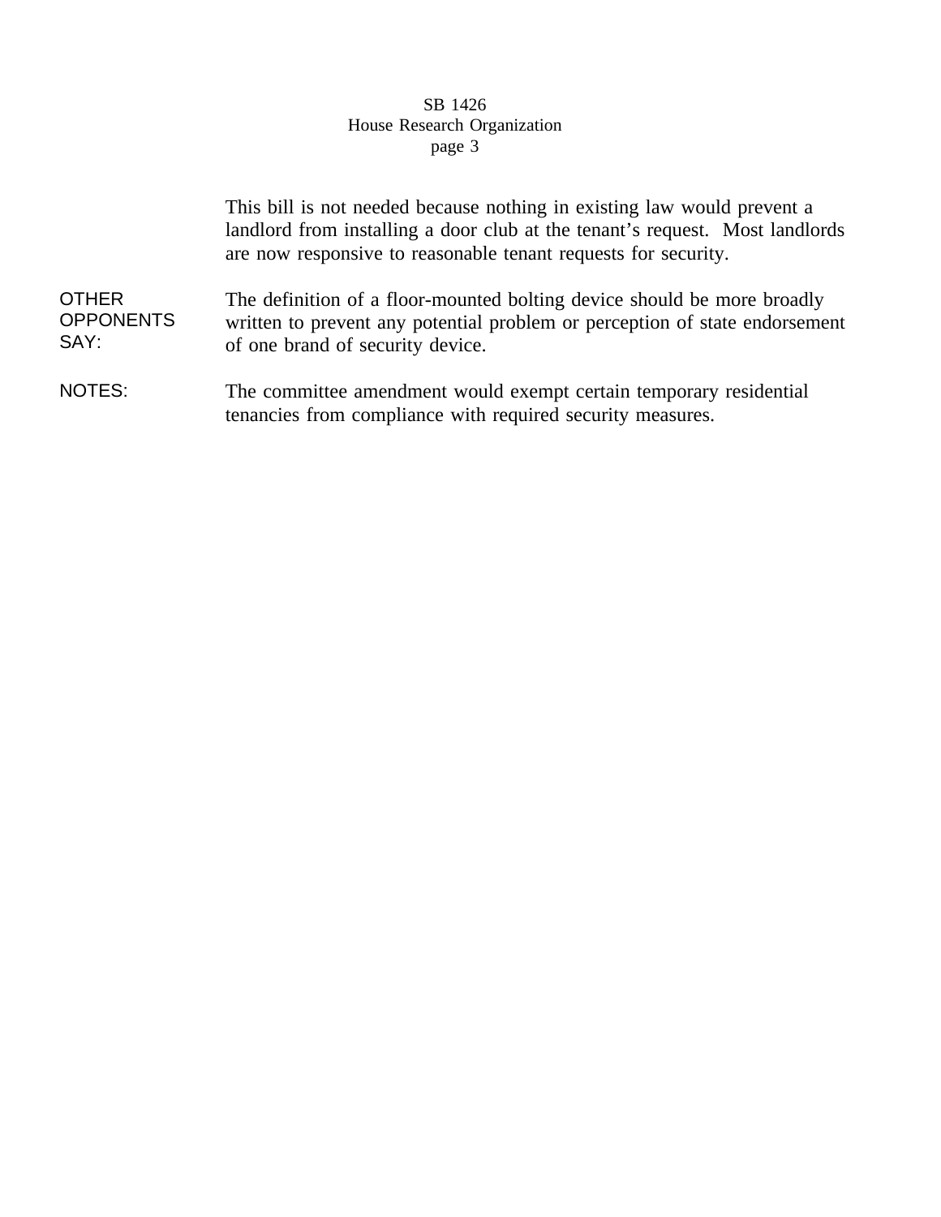This bill is not needed because nothing in existing law would prevent a landlord from installing a door club at the tenant's request. Most landlords are now responsive to reasonable tenant requests for security.

**OTHER OPPONENTS SAY:**

The definition of a floor-mounted bolting device should be more broadly written to prevent any potential problem or perception of state endorsement of one brand of security device.

**NOTES:**

The committee amendment would exempt certain temporary residential tenancies from compliance with required security measures.